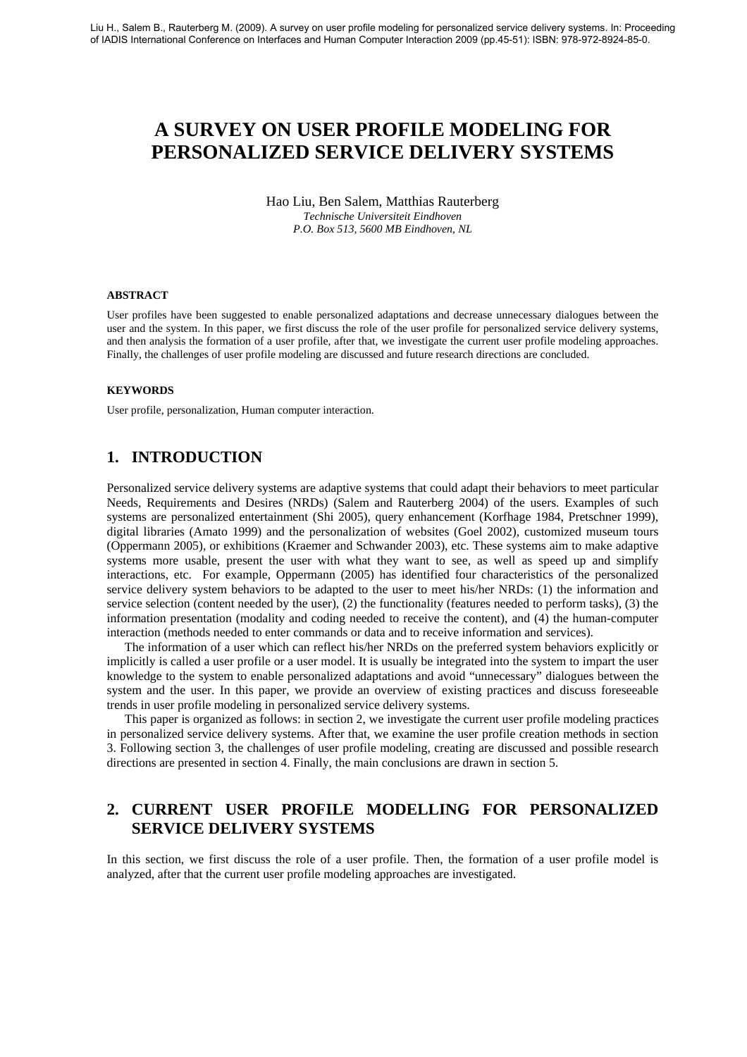Liu H., Salem B., Rauterberg M. (2009). A survey on user profile modeling for personalized service delivery systems. In: Proceeding of IADIS International Conference on Interfaces and Human Computer Interaction 2009 (pp.45-51): ISBN: 978-972-8924-85-0.

# A SURVEY ON USER PROFILE MODELING FOR PERSONALIZED SERVICE DELIVERY SYSTEMS

Hao Liu, Ben Salem, Matthias Rauterberg
*Technische Universiteit Eindhoven*
*P.O. Box 513, 5600 MB Eindhoven, NL*

#### ABSTRACT

User profiles have been suggested to enable personalized adaptations and decrease unnecessary dialogues between the user and the system. In this paper, we first discuss the role of the user profile for personalized service delivery systems, and then analysis the formation of a user profile, after that, we investigate the current user profile modeling approaches. Finally, the challenges of user profile modeling are discussed and future research directions are concluded.

#### KEYWORDS

User profile, personalization, Human computer interaction.

## 1. INTRODUCTION

Personalized service delivery systems are adaptive systems that could adapt their behaviors to meet particular Needs, Requirements and Desires (NRDs) (Salem and Rauterberg 2004) of the users. Examples of such systems are personalized entertainment (Shi 2005), query enhancement (Korfhage 1984, Pretschner 1999), digital libraries (Amato 1999) and the personalization of websites (Goel 2002), customized museum tours (Oppermann 2005), or exhibitions (Kraemer and Schwander 2003), etc. These systems aim to make adaptive systems more usable, present the user with what they want to see, as well as speed up and simplify interactions, etc. For example, Oppermann (2005) has identified four characteristics of the personalized service delivery system behaviors to be adapted to the user to meet his/her NRDs: (1) the information and service selection (content needed by the user), (2) the functionality (features needed to perform tasks), (3) the information presentation (modality and coding needed to receive the content), and (4) the human-computer interaction (methods needed to enter commands or data and to receive information and services).

The information of a user which can reflect his/her NRDs on the preferred system behaviors explicitly or implicitly is called a user profile or a user model. It is usually be integrated into the system to impart the user knowledge to the system to enable personalized adaptations and avoid "unnecessary" dialogues between the system and the user. In this paper, we provide an overview of existing practices and discuss foreseeable trends in user profile modeling in personalized service delivery systems.

This paper is organized as follows: in section 2, we investigate the current user profile modeling practices in personalized service delivery systems. After that, we examine the user profile creation methods in section 3. Following section 3, the challenges of user profile modeling, creating are discussed and possible research directions are presented in section 4. Finally, the main conclusions are drawn in section 5.

## 2. CURRENT USER PROFILE MODELLING FOR PERSONALIZED SERVICE DELIVERY SYSTEMS

In this section, we first discuss the role of a user profile. Then, the formation of a user profile model is analyzed, after that the current user profile modeling approaches are investigated.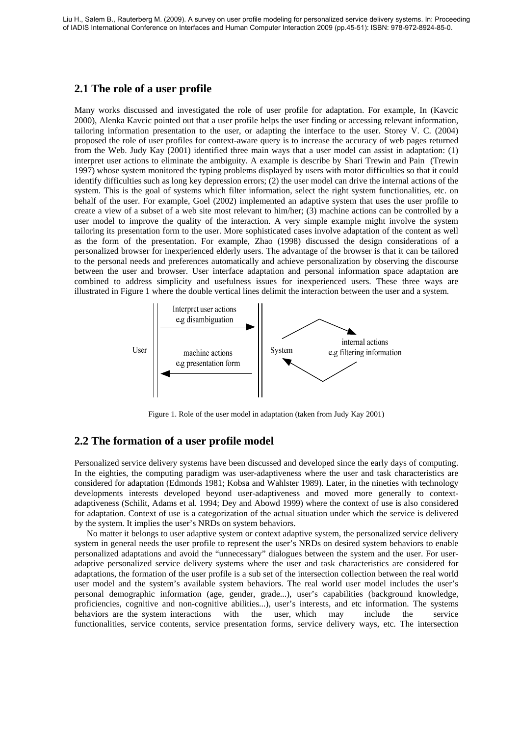## 2.1 The role of a user profile

Many works discussed and investigated the role of user profile for adaptation. For example, In (Kavcic 2000), Alenka Kavcic pointed out that a user profile helps the user finding or accessing relevant information, tailoring information presentation to the user, or adapting the interface to the user. Storey V. C. (2004) proposed the role of user profiles for context-aware query is to increase the accuracy of web pages returned from the Web. Judy Kay (2001) identified three main ways that a user model can assist in adaptation: (1) interpret user actions to eliminate the ambiguity. A example is describe by Shari Trewin and Pain (Trewin 1997) whose system monitored the typing problems displayed by users with motor difficulties so that it could identify difficulties such as long key depression errors; (2) the user model can drive the internal actions of the system. This is the goal of systems which filter information, select the right system functionalities, etc. on behalf of the user. For example, Goel (2002) implemented an adaptive system that uses the user profile to create a view of a subset of a web site most relevant to him/her; (3) machine actions can be controlled by a user model to improve the quality of the interaction. A very simple example might involve the system tailoring its presentation form to the user. More sophisticated cases involve adaptation of the content as well as the form of the presentation. For example, Zhao (1998) discussed the design considerations of a personalized browser for inexperienced elderly users. The advantage of the browser is that it can be tailored to the personal needs and preferences automatically and achieve personalization by observing the discourse between the user and browser. User interface adaptation and personal information space adaptation are combined to address simplicity and usefulness issues for inexperienced users. These three ways are illustrated in Figure 1 where the double vertical lines delimit the interaction between the user and a system.

Figure 1. Role of the user model in adaptation (taken from Judy Kay 2001)

## 2.2 The formation of a user profile model

Personalized service delivery systems have been discussed and developed since the early days of computing. In the eighties, the computing paradigm was user-adaptiveness where the user and task characteristics are considered for adaptation (Edmonds 1981; Kobsa and Wahlster 1989). Later, in the nineties with technology developments interests developed beyond user-adaptiveness and moved more generally to context-adaptiveness (Schilit, Adams et al. 1994; Dey and Abowd 1999) where the context of use is also considered for adaptation. Context of use is a categorization of the actual situation under which the service is delivered by the system. It implies the user's NRDs on system behaviors.

No matter it belongs to user adaptive system or context adaptive system, the personalized service delivery system in general needs the user profile to represent the user's NRDs on desired system behaviors to enable personalized adaptations and avoid the "unnecessary" dialogues between the system and the user. For user-adaptive personalized service delivery systems where the user and task characteristics are considered for adaptations, the formation of the user profile is a sub set of the intersection collection between the real world user model and the system's available system behaviors. The real world user model includes the user's personal demographic information (age, gender, grade...), user's capabilities (background knowledge, proficiencies, cognitive and non-cognitive abilities...), user's interests, and etc information. The systems behaviors are the system interactions with the user, which may include the service functionalities, service contents, service presentation forms, service delivery ways, etc. The intersection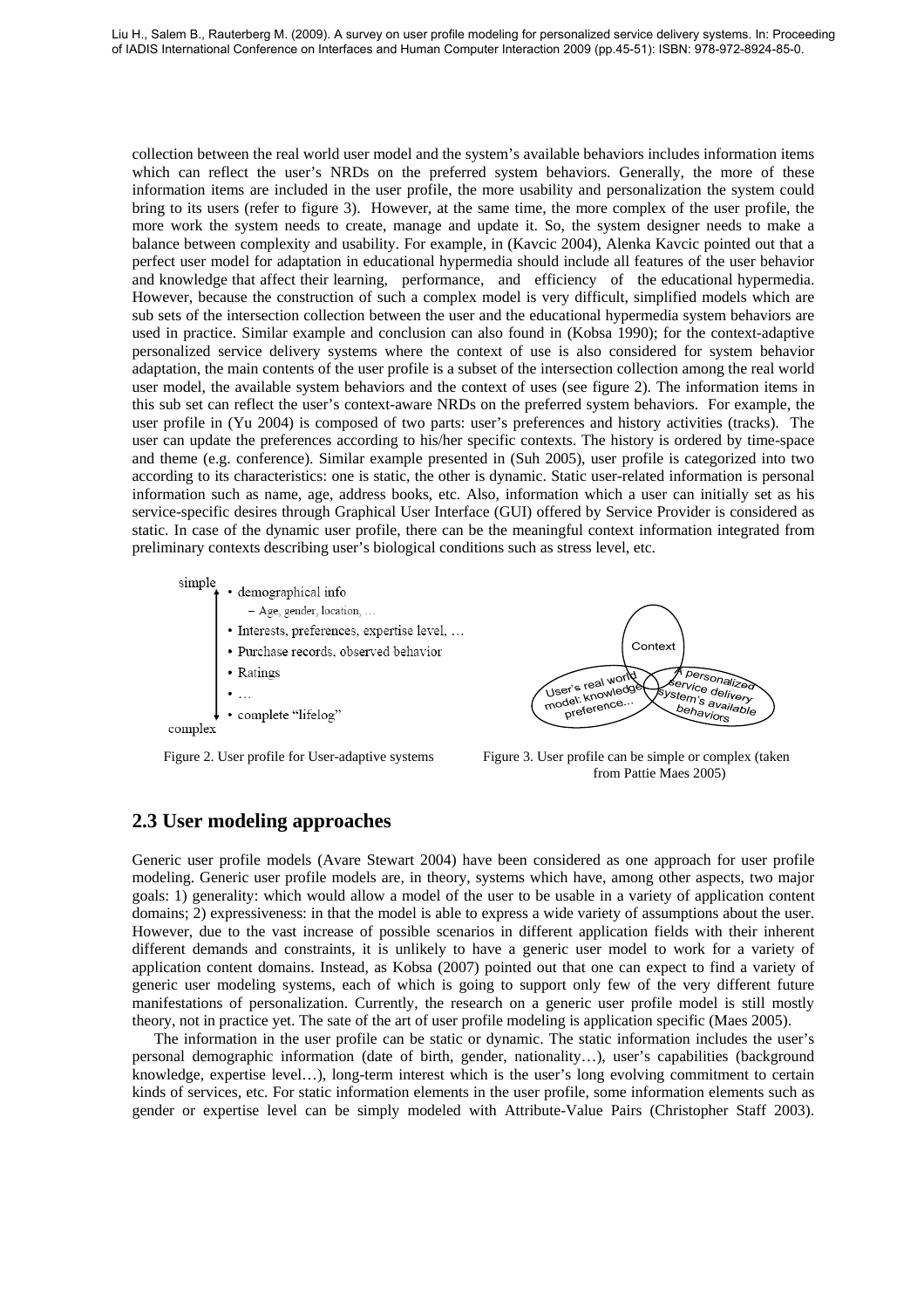collection between the real world user model and the system's available behaviors includes information items which can reflect the user's NRDs on the preferred system behaviors. Generally, the more of these information items are included in the user profile, the more usability and personalization the system could bring to its users (refer to figure 3). However, at the same time, the more complex of the user profile, the more work the system needs to create, manage and update it. So, the system designer needs to make a balance between complexity and usability. For example, in (Kavcic 2004), Alenka Kavcic pointed out that a perfect user model for adaptation in educational hypermedia should include all features of the user behavior and knowledge that affect their learning, performance, and efficiency of the educational hypermedia. However, because the construction of such a complex model is very difficult, simplified models which are sub sets of the intersection collection between the user and the educational hypermedia system behaviors are used in practice. Similar example and conclusion can also found in (Kobsa 1990); for the context-adaptive personalized service delivery systems where the context of use is also considered for system behavior adaptation, the main contents of the user profile is a subset of the intersection collection among the real world user model, the available system behaviors and the context of uses (see figure 2). The information items in this sub set can reflect the user's context-aware NRDs on the preferred system behaviors. For example, the user profile in (Yu 2004) is composed of two parts: user's preferences and history activities (tracks). The user can update the preferences according to his/her specific contexts. The history is ordered by time-space and theme (e.g. conference). Similar example presented in (Suh 2005), user profile is categorized into two according to its characteristics: one is static, the other is dynamic. Static user-related information is personal information such as name, age, address books, etc. Also, information which a user can initially set as his service-specific desires through Graphical User Interface (GUI) offered by Service Provider is considered as static. In case of the dynamic user profile, there can be the meaningful context information integrated from preliminary contexts describing user's biological conditions such as stress level, etc.

simple
- demographical info
  - Age, gender, location, …
- Interests, preferences, expertise level, …
- Purchase records, observed behavior
- Ratings
- …
- complete "lifelog"

complex

Figure 2. User profile for User-adaptive systems

Context

User's real world model: knowledge, preference...

A personalized service delivery system's available behaviors

Figure 3. User profile can be simple or complex (taken from Pattie Maes 2005)

## 2.3 User modeling approaches

Generic user profile models (Avare Stewart 2004) have been considered as one approach for user profile modeling. Generic user profile models are, in theory, systems which have, among other aspects, two major goals: 1) generality: which would allow a model of the user to be usable in a variety of application content domains; 2) expressiveness: in that the model is able to express a wide variety of assumptions about the user. However, due to the vast increase of possible scenarios in different application fields with their inherent different demands and constraints, it is unlikely to have a generic user model to work for a variety of application content domains. Instead, as Kobsa (2007) pointed out that one can expect to find a variety of generic user modeling systems, each of which is going to support only few of the very different future manifestations of personalization. Currently, the research on a generic user profile model is still mostly theory, not in practice yet. The sate of the art of user profile modeling is application specific (Maes 2005).

The information in the user profile can be static or dynamic. The static information includes the user's personal demographic information (date of birth, gender, nationality…), user's capabilities (background knowledge, expertise level…), long-term interest which is the user's long evolving commitment to certain kinds of services, etc. For static information elements in the user profile, some information elements such as gender or expertise level can be simply modeled with Attribute-Value Pairs (Christopher Staff 2003).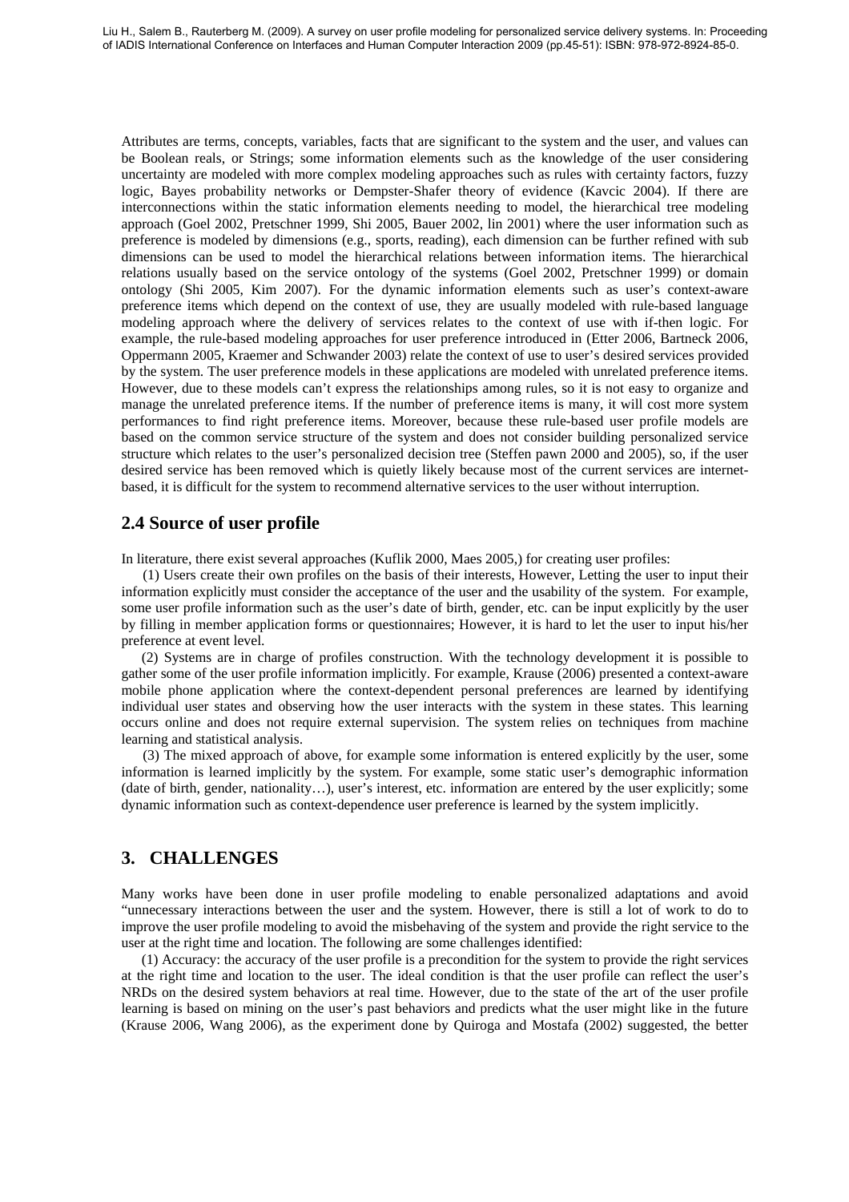Attributes are terms, concepts, variables, facts that are significant to the system and the user, and values can be Boolean reals, or Strings; some information elements such as the knowledge of the user considering uncertainty are modeled with more complex modeling approaches such as rules with certainty factors, fuzzy logic, Bayes probability networks or Dempster-Shafer theory of evidence (Kavcic 2004). If there are interconnections within the static information elements needing to model, the hierarchical tree modeling approach (Goel 2002, Pretschner 1999, Shi 2005, Bauer 2002, lin 2001) where the user information such as preference is modeled by dimensions (e.g., sports, reading), each dimension can be further refined with sub dimensions can be used to model the hierarchical relations between information items. The hierarchical relations usually based on the service ontology of the systems (Goel 2002, Pretschner 1999) or domain ontology (Shi 2005, Kim 2007). For the dynamic information elements such as user's context-aware preference items which depend on the context of use, they are usually modeled with rule-based language modeling approach where the delivery of services relates to the context of use with if-then logic. For example, the rule-based modeling approaches for user preference introduced in (Etter 2006, Bartneck 2006, Oppermann 2005, Kraemer and Schwander 2003) relate the context of use to user's desired services provided by the system. The user preference models in these applications are modeled with unrelated preference items. However, due to these models can't express the relationships among rules, so it is not easy to organize and manage the unrelated preference items. If the number of preference items is many, it will cost more system performances to find right preference items. Moreover, because these rule-based user profile models are based on the common service structure of the system and does not consider building personalized service structure which relates to the user's personalized decision tree (Steffen pawn 2000 and 2005), so, if the user desired service has been removed which is quietly likely because most of the current services are internet-based, it is difficult for the system to recommend alternative services to the user without interruption.

## 2.4 Source of user profile

In literature, there exist several approaches (Kuflik 2000, Maes 2005,) for creating user profiles:

(1) Users create their own profiles on the basis of their interests, However, Letting the user to input their information explicitly must consider the acceptance of the user and the usability of the system. For example, some user profile information such as the user's date of birth, gender, etc. can be input explicitly by the user by filling in member application forms or questionnaires; However, it is hard to let the user to input his/her preference at event level.

(2) Systems are in charge of profiles construction. With the technology development it is possible to gather some of the user profile information implicitly. For example, Krause (2006) presented a context-aware mobile phone application where the context-dependent personal preferences are learned by identifying individual user states and observing how the user interacts with the system in these states. This learning occurs online and does not require external supervision. The system relies on techniques from machine learning and statistical analysis.

(3) The mixed approach of above, for example some information is entered explicitly by the user, some information is learned implicitly by the system. For example, some static user's demographic information (date of birth, gender, nationality…), user's interest, etc. information are entered by the user explicitly; some dynamic information such as context-dependence user preference is learned by the system implicitly.

## 3. CHALLENGES

Many works have been done in user profile modeling to enable personalized adaptations and avoid "unnecessary interactions between the user and the system. However, there is still a lot of work to do to improve the user profile modeling to avoid the misbehaving of the system and provide the right service to the user at the right time and location. The following are some challenges identified:

(1) Accuracy: the accuracy of the user profile is a precondition for the system to provide the right services at the right time and location to the user. The ideal condition is that the user profile can reflect the user's NRDs on the desired system behaviors at real time. However, due to the state of the art of the user profile learning is based on mining on the user's past behaviors and predicts what the user might like in the future (Krause 2006, Wang 2006), as the experiment done by Quiroga and Mostafa (2002) suggested, the better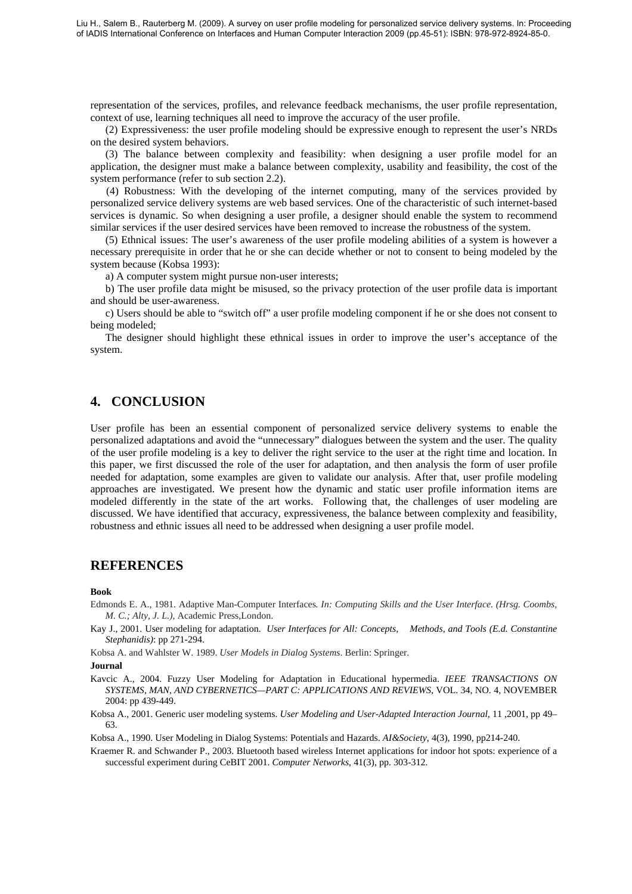representation of the services, profiles, and relevance feedback mechanisms, the user profile representation, context of use, learning techniques all need to improve the accuracy of the user profile.

(2) Expressiveness: the user profile modeling should be expressive enough to represent the user's NRDs on the desired system behaviors.

(3) The balance between complexity and feasibility: when designing a user profile model for an application, the designer must make a balance between complexity, usability and feasibility, the cost of the system performance (refer to sub section 2.2).

(4) Robustness: With the developing of the internet computing, many of the services provided by personalized service delivery systems are web based services. One of the characteristic of such internet-based services is dynamic. So when designing a user profile, a designer should enable the system to recommend similar services if the user desired services have been removed to increase the robustness of the system.

(5) Ethnical issues: The user's awareness of the user profile modeling abilities of a system is however a necessary prerequisite in order that he or she can decide whether or not to consent to being modeled by the system because (Kobsa 1993):

a) A computer system might pursue non-user interests;

b) The user profile data might be misused, so the privacy protection of the user profile data is important and should be user-awareness.

c) Users should be able to "switch off" a user profile modeling component if he or she does not consent to being modeled;

The designer should highlight these ethnical issues in order to improve the user's acceptance of the system.

## 4. CONCLUSION

User profile has been an essential component of personalized service delivery systems to enable the personalized adaptations and avoid the "unnecessary" dialogues between the system and the user. The quality of the user profile modeling is a key to deliver the right service to the user at the right time and location. In this paper, we first discussed the role of the user for adaptation, and then analysis the form of user profile needed for adaptation, some examples are given to validate our analysis. After that, user profile modeling approaches are investigated. We present how the dynamic and static user profile information items are modeled differently in the state of the art works. Following that, the challenges of user modeling are discussed. We have identified that accuracy, expressiveness, the balance between complexity and feasibility, robustness and ethnic issues all need to be addressed when designing a user profile model.

## REFERENCES

**Book**

Edmonds E. A., 1981. Adaptive Man-Computer Interfaces. *In: Computing Skills and the User Interface. (Hrsg. Coombs, M. C.; Alty, J. L.)*, Academic Press,London.

Kay J., 2001. User modeling for adaptation. *User Interfaces for All: Concepts, Methods, and Tools (E.d. Constantine Stephanidis)*: pp 271-294.

Kobsa A. and Wahlster W. 1989. *User Models in Dialog Systems*. Berlin: Springer.

**Journal**

Kavcic A., 2004. Fuzzy User Modeling for Adaptation in Educational hypermedia. *IEEE TRANSACTIONS ON SYSTEMS, MAN, AND CYBERNETICS—PART C: APPLICATIONS AND REVIEWS*, VOL. 34, NO. 4, NOVEMBER 2004: pp 439-449.

Kobsa A., 2001. Generic user modeling systems. *User Modeling and User-Adapted Interaction Journal*, 11 ,2001, pp 49–63.

Kobsa A., 1990. User Modeling in Dialog Systems: Potentials and Hazards. *AI&Society*, 4(3), 1990, pp214-240.

Kraemer R. and Schwander P., 2003. Bluetooth based wireless Internet applications for indoor hot spots: experience of a successful experiment during CeBIT 2001. *Computer Networks*, 41(3), pp. 303-312.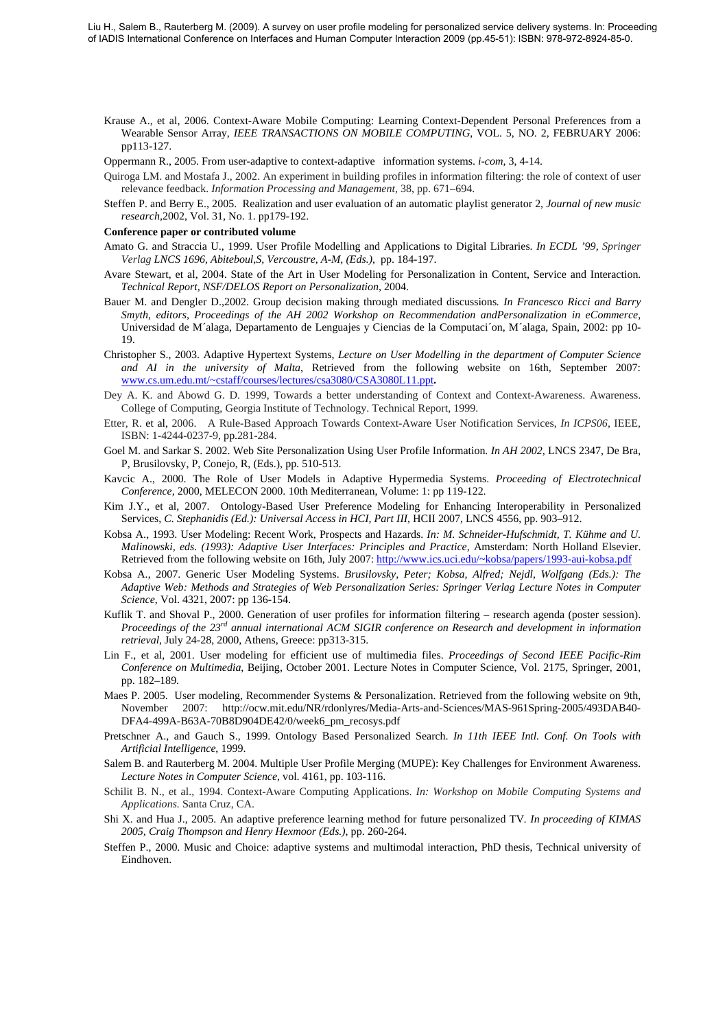Krause A., et al, 2006. Context-Aware Mobile Computing: Learning Context-Dependent Personal Preferences from a Wearable Sensor Array, *IEEE TRANSACTIONS ON MOBILE COMPUTING*, VOL. 5, NO. 2, FEBRUARY 2006: pp113-127.

Oppermann R., 2005. From user-adaptive to context-adaptive information systems. *i-com*, 3, 4-14.

Quiroga LM. and Mostafa J., 2002. An experiment in building profiles in information filtering: the role of context of user relevance feedback. *Information Processing and Management*, 38, pp. 671–694.

Steffen P. and Berry E., 2005. Realization and user evaluation of an automatic playlist generator 2, *Journal of new music research*,2002, Vol. 31, No. 1. pp179-192.

**Conference paper or contributed volume**

Amato G. and Straccia U., 1999. User Profile Modelling and Applications to Digital Libraries. *In ECDL '99, Springer Verlag LNCS 1696, Abiteboul,S, Vercoustre, A-M, (Eds.)*, pp. 184-197.

Avare Stewart, et al, 2004. State of the Art in User Modeling for Personalization in Content, Service and Interaction. *Technical Report, NSF/DELOS Report on Personalization*, 2004.

Bauer M. and Dengler D.,2002. Group decision making through mediated discussions. *In Francesco Ricci and Barry Smyth, editors, Proceedings of the AH 2002 Workshop on Recommendation andPersonalization in eCommerce*, Universidad de M´alaga, Departamento de Lenguajes y Ciencias de la Computaci´on, M´alaga, Spain, 2002: pp 10-19.

Christopher S., 2003. Adaptive Hypertext Systems, *Lecture on User Modelling in the department of Computer Science and AI in the university of Malta*, Retrieved from the following website on 16th, September 2007: www.cs.um.edu.mt/~cstaff/courses/lectures/csa3080/CSA3080L11.ppt**.**

Dey A. K. and Abowd G. D. 1999, Towards a better understanding of Context and Context-Awareness. Awareness. College of Computing, Georgia Institute of Technology. Technical Report, 1999.

Etter, R. et al, 2006. A Rule-Based Approach Towards Context-Aware User Notification Services, *In ICPS06*, IEEE, ISBN: 1-4244-0237-9, pp.281-284.

Goel M. and Sarkar S. 2002. Web Site Personalization Using User Profile Information. *In AH 2002*, LNCS 2347, De Bra, P, Brusilovsky, P, Conejo, R, (Eds.), pp. 510-513.

Kavcic A., 2000. The Role of User Models in Adaptive Hypermedia Systems. *Proceeding of Electrotechnical Conference*, 2000, MELECON 2000. 10th Mediterranean, Volume: 1: pp 119-122.

Kim J.Y., et al, 2007. Ontology-Based User Preference Modeling for Enhancing Interoperability in Personalized Services, *C. Stephanidis (Ed.): Universal Access in HCI, Part III*, HCII 2007, LNCS 4556, pp. 903–912.

Kobsa A., 1993. User Modeling: Recent Work, Prospects and Hazards. *In: M. Schneider-Hufschmidt, T. Kühme and U. Malinowski, eds. (1993): Adaptive User Interfaces: Principles and Practice,* Amsterdam: North Holland Elsevier. Retrieved from the following website on 16th, July 2007: http://www.ics.uci.edu/~kobsa/papers/1993-aui-kobsa.pdf

Kobsa A., 2007. Generic User Modeling Systems. *Brusilovsky, Peter; Kobsa, Alfred; Nejdl, Wolfgang (Eds.): The Adaptive Web: Methods and Strategies of Web Personalization Series: Springer Verlag Lecture Notes in Computer Science*, Vol. 4321, 2007: pp 136-154.

Kuflik T. and Shoval P., 2000. Generation of user profiles for information filtering – research agenda (poster session). *Proceedings of the 23rd annual international ACM SIGIR conference on Research and development in information retrieval*, July 24-28, 2000, Athens, Greece: pp313-315.

Lin F., et al, 2001. User modeling for efficient use of multimedia files. *Proceedings of Second IEEE Pacific-Rim Conference on Multimedia*, Beijing, October 2001. Lecture Notes in Computer Science, Vol. 2175, Springer, 2001, pp. 182–189.

Maes P. 2005. User modeling, Recommender Systems & Personalization. Retrieved from the following website on 9th, November 2007: http://ocw.mit.edu/NR/rdonlyres/Media-Arts-and-Sciences/MAS-961Spring-2005/493DAB40-DFA4-499A-B63A-70B8D904DE42/0/week6_pm_recosys.pdf

Pretschner A., and Gauch S., 1999. Ontology Based Personalized Search. *In 11th IEEE Intl. Conf. On Tools with Artificial Intelligence*, 1999.

Salem B. and Rauterberg M. 2004. Multiple User Profile Merging (MUPE): Key Challenges for Environment Awareness. *Lecture Notes in Computer Science*, vol. 4161, pp. 103-116.

Schilit B. N., et al., 1994. Context-Aware Computing Applications. *In: Workshop on Mobile Computing Systems and Applications.* Santa Cruz, CA.

Shi X. and Hua J., 2005. An adaptive preference learning method for future personalized TV. *In proceeding of KIMAS 2005, Craig Thompson and Henry Hexmoor (Eds.)*, pp. 260-264.

Steffen P., 2000. Music and Choice: adaptive systems and multimodal interaction, PhD thesis, Technical university of Eindhoven.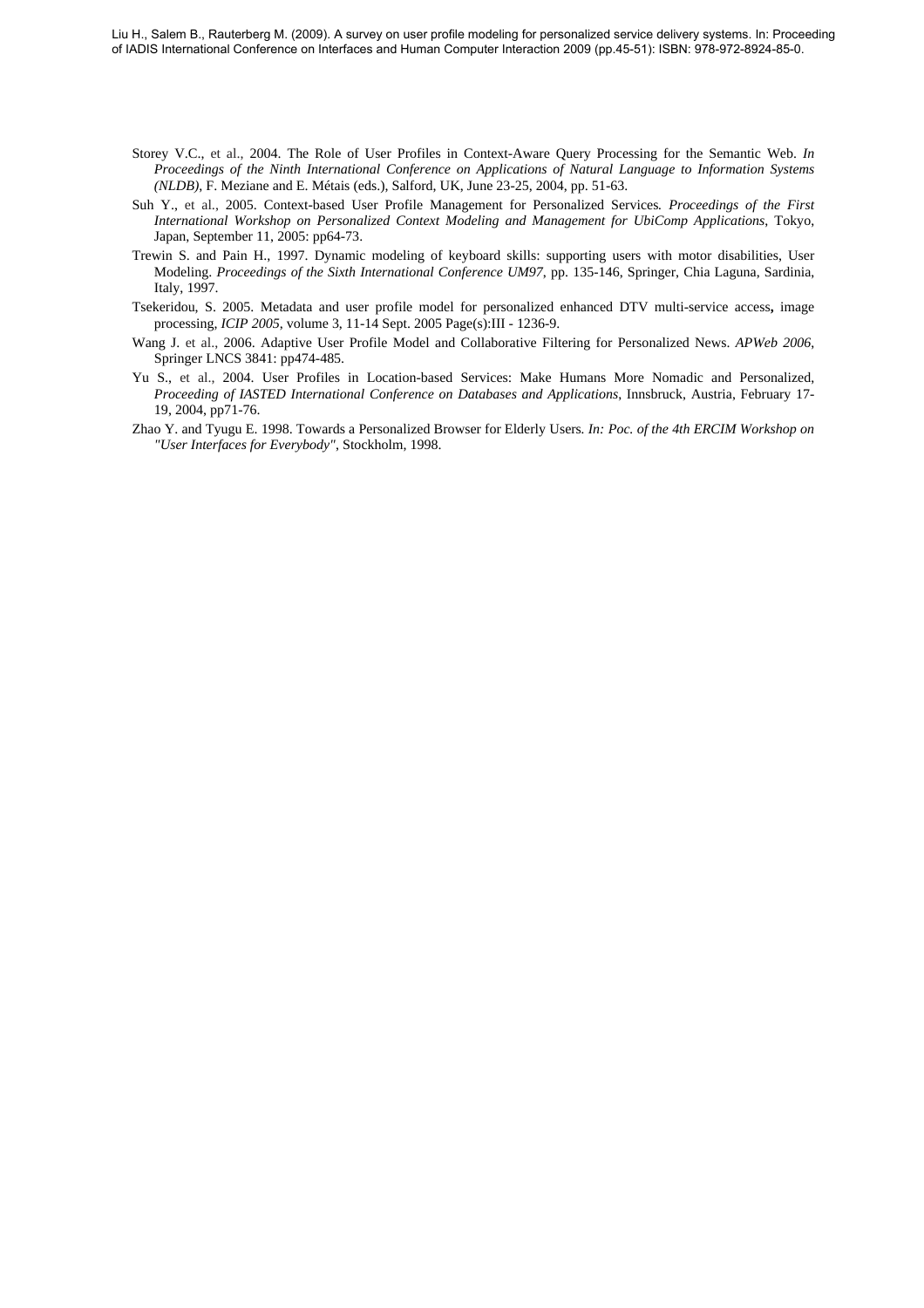Storey V.C., et al., 2004. The Role of User Profiles in Context-Aware Query Processing for the Semantic Web. *In Proceedings of the Ninth International Conference on Applications of Natural Language to Information Systems (NLDB)*, F. Meziane and E. Métais (eds.), Salford, UK, June 23-25, 2004, pp. 51-63.

Suh Y., et al., 2005. Context-based User Profile Management for Personalized Services*. Proceedings of the First International Workshop on Personalized Context Modeling and Management for UbiComp Applications*, Tokyo, Japan, September 11, 2005: pp64-73.

Trewin S. and Pain H., 1997. Dynamic modeling of keyboard skills: supporting users with motor disabilities, User Modeling. *Proceedings of the Sixth International Conference UM97*, pp. 135-146, Springer, Chia Laguna, Sardinia, Italy, 1997.

Tsekeridou, S. 2005. Metadata and user profile model for personalized enhanced DTV multi-service access**,** image processing, *ICIP 2005*, volume 3, 11-14 Sept. 2005 Page(s):III - 1236-9.

Wang J. et al., 2006. Adaptive User Profile Model and Collaborative Filtering for Personalized News. *APWeb 2006*, Springer LNCS 3841: pp474-485.

Yu S., et al., 2004. User Profiles in Location-based Services: Make Humans More Nomadic and Personalized, *Proceeding of IASTED International Conference on Databases and Applications*, Innsbruck, Austria, February 17-19, 2004, pp71-76.

Zhao Y. and Tyugu E. 1998. Towards a Personalized Browser for Elderly Users*. In: Poc. of the 4th ERCIM Workshop on "User Interfaces for Everybody"*, Stockholm, 1998.